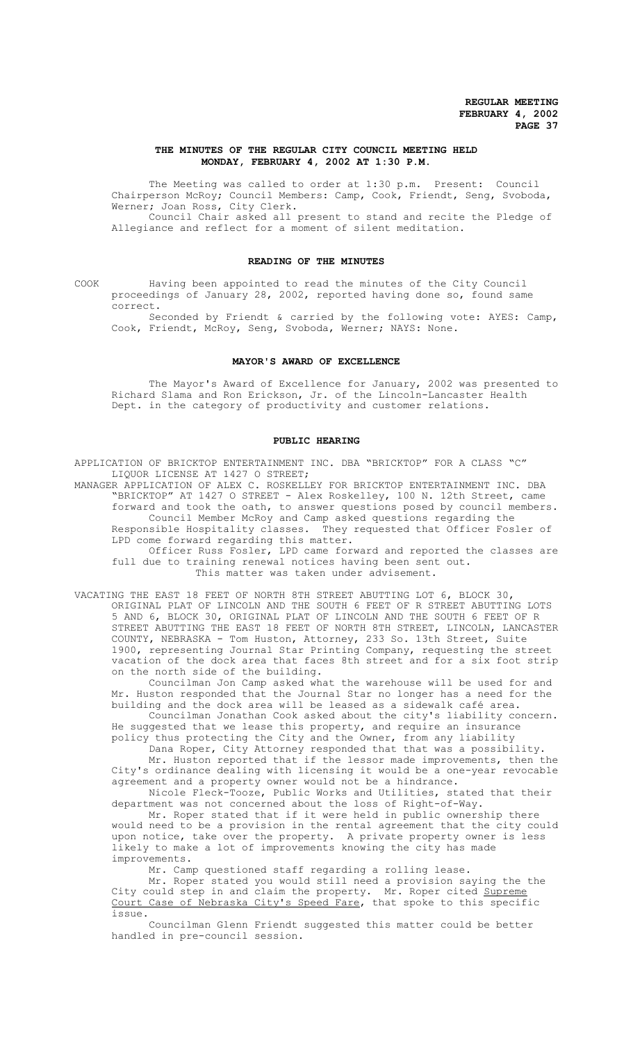# THE MINUTES OF THE REGULAR CITY COUNCIL MEETING HELD MONDAY, FEBRUARY 4, 2002 AT 1:30 P.M.

The Meeting was called to order at 1:30 p.m. Present: Council Chairperson McRoy; Council Members: Camp, Cook, Friendt, Seng, Svoboda, Werner; Joan Ross, City Clerk.

Council Chair asked all present to stand and recite the Pledge of Allegiance and reflect for a moment of silent meditation.

## READING OF THE MINUTES

COOK Having been appointed to read the minutes of the City Council proceedings of January 28, 2002, reported having done so, found same correct.

Seconded by Friendt & carried by the following vote: AYES: Camp, Cook, Friendt, McRoy, Seng, Svoboda, Werner; NAYS: None.

## MAYOR'S AWARD OF EXCELLENCE

The Mayor's Award of Excellence for January, 2002 was presented to Richard Slama and Ron Erickson, Jr. of the Lincoln-Lancaster Health Dept. in the category of productivity and customer relations.

## PUBLIC HEARING

APPLICATION OF BRICKTOP ENTERTAINMENT INC. DBA "BRICKTOP" FOR A CLASS "C" LIQUOR LICENSE AT 1427 O STREET;

MANAGER APPLICATION OF ALEX C. ROSKELLEY FOR BRICKTOP ENTERTAINMENT INC. DBA "BRICKTOP" AT 1427 O STREET - Alex Roskelley, 100 N. 12th Street, came forward and took the oath, to answer questions posed by council members.

Council Member McRoy and Camp asked questions regarding the Responsible Hospitality classes. They requested that Officer Fosler of LPD come forward regarding this matter.

Officer Russ Fosler, LPD came forward and reported the classes are full due to training renewal notices having been sent out.

This matter was taken under advisement.

VACATING THE EAST 18 FEET OF NORTH 8TH STREET ABUTTING LOT 6, BLOCK 30, ORIGINAL PLAT OF LINCOLN AND THE SOUTH 6 FEET OF R STREET ABUTTING LOTS 5 AND 6, BLOCK 30, ORIGINAL PLAT OF LINCOLN AND THE SOUTH 6 FEET OF R STREET ABUTTING THE EAST 18 FEET OF NORTH 8TH STREET, LINCOLN, LANCASTER COUNTY, NEBRASKA - Tom Huston, Attorney, 233 So. 13th Street, Suite 1900, representing Journal Star Printing Company, requesting the street vacation of the dock area that faces 8th street and for a six foot strip on the north side of the building.

Councilman Jon Camp asked what the warehouse will be used for and Mr. Huston responded that the Journal Star no longer has a need for the building and the dock area will be leased as a sidewalk café area.

Councilman Jonathan Cook asked about the city's liability concern. He suggested that we lease this property, and require an insurance policy thus protecting the City and the Owner, from any liability

Dana Roper, City Attorney responded that that was a possibility.

Mr. Huston reported that if the lessor made improvements, then the City's ordinance dealing with licensing it would be a one-year revocable agreement and a property owner would not be a hindrance.

Nicole Fleck-Tooze, Public Works and Utilities, stated that their department was not concerned about the loss of Right-of-Way.

Mr. Roper stated that if it were held in public ownership there would need to be a provision in the rental agreement that the city could upon notice, take over the property. A private property owner is less likely to make a lot of improvements knowing the city has made improvements.

Mr. Camp questioned staff regarding a rolling lease.

Mr. Roper stated you would still need a provision saying the the City could step in and claim the property. Mr. Roper cited Supreme Court Case of Nebraska City's Speed Fare, that spoke to this specific issue.

Councilman Glenn Friendt suggested this matter could be better handled in pre-council session.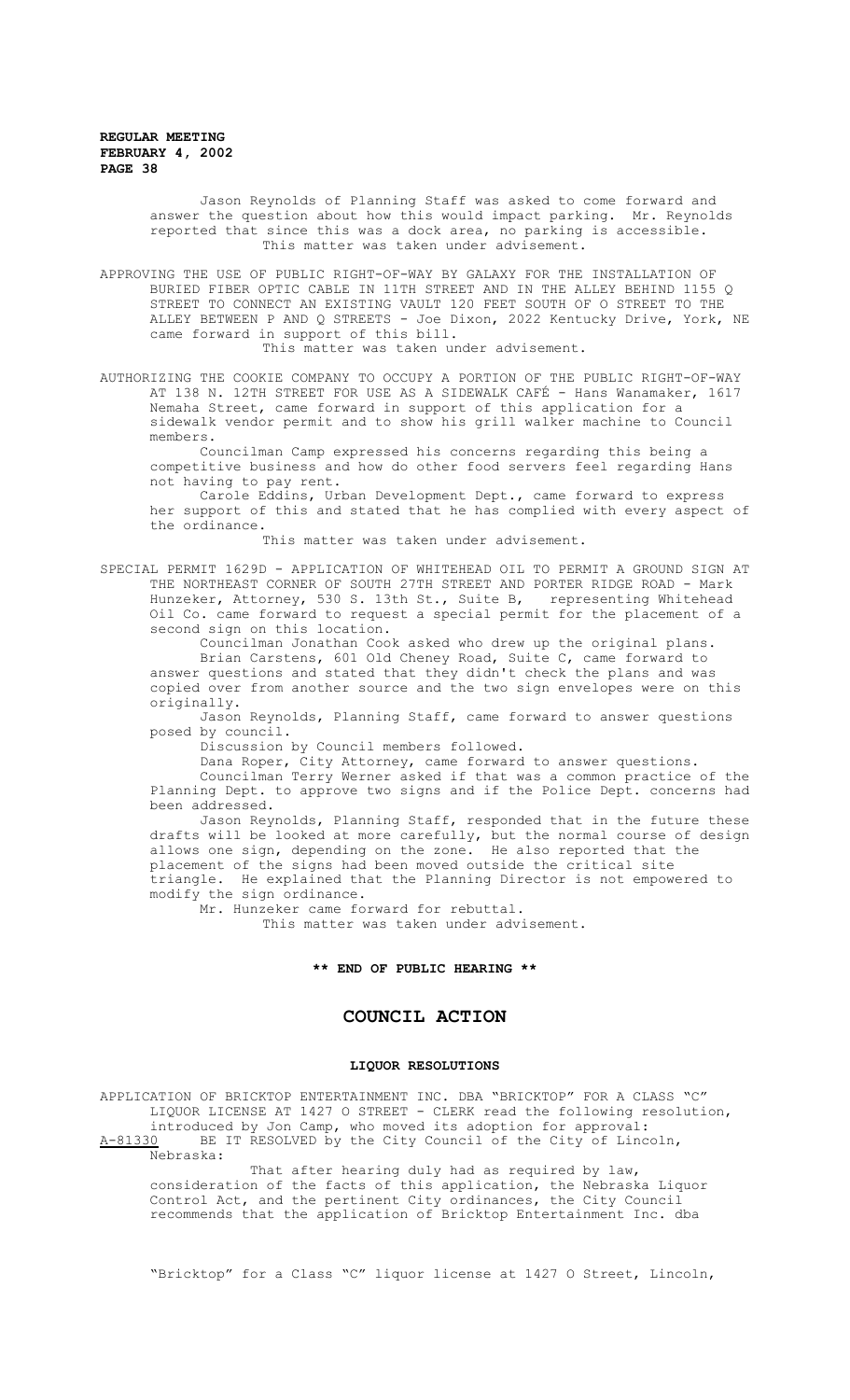Jason Reynolds of Planning Staff was asked to come forward and answer the question about how this would impact parking. Mr. Reynolds reported that since this was a dock area, no parking is accessible. This matter was taken under advisement.

APPROVING THE USE OF PUBLIC RIGHT-OF-WAY BY GALAXY FOR THE INSTALLATION OF BURIED FIBER OPTIC CABLE IN 11TH STREET AND IN THE ALLEY BEHIND 1155 Q STREET TO CONNECT AN EXISTING VAULT 120 FEET SOUTH OF O STREET TO THE ALLEY BETWEEN P AND Q STREETS - Joe Dixon, 2022 Kentucky Drive, York, NE came forward in support of this bill.

This matter was taken under advisement.

AUTHORIZING THE COOKIE COMPANY TO OCCUPY A PORTION OF THE PUBLIC RIGHT-OF-WAY AT 138 N. 12TH STREET FOR USE AS A SIDEWALK CAFÉ - Hans Wanamaker, 1617 Nemaha Street, came forward in support of this application for a sidewalk vendor permit and to show his grill walker machine to Council members.

Councilman Camp expressed his concerns regarding this being a competitive business and how do other food servers feel regarding Hans not having to pay rent.

Carole Eddins, Urban Development Dept., came forward to express her support of this and stated that he has complied with every aspect of the ordinance.

This matter was taken under advisement.

SPECIAL PERMIT 1629D - APPLICATION OF WHITEHEAD OIL TO PERMIT A GROUND SIGN AT THE NORTHEAST CORNER OF SOUTH 27TH STREET AND PORTER RIDGE ROAD - Mark Hunzeker, Attorney, 530 S. 13th St., Suite B, representing Whitehead Oil Co. came forward to request a special permit for the placement of a second sign on this location.

Councilman Jonathan Cook asked who drew up the original plans.

Brian Carstens, 601 Old Cheney Road, Suite C, came forward to answer questions and stated that they didn't check the plans and was copied over from another source and the two sign envelopes were on this originally.

Jason Reynolds, Planning Staff, came forward to answer questions posed by council.

Discussion by Council members followed.

Dana Roper, City Attorney, came forward to answer questions.

Councilman Terry Werner asked if that was a common practice of the Planning Dept. to approve two signs and if the Police Dept. concerns had been addressed.

Jason Reynolds, Planning Staff, responded that in the future these drafts will be looked at more carefully, but the normal course of design allows one sign, depending on the zone. He also reported that the placement of the signs had been moved outside the critical site triangle. He explained that the Planning Director is not empowered to modify the sign ordinance.

Mr. Hunzeker came forward for rebuttal.

This matter was taken under advisement.

**\*\* END OF PUBLIC HEARING \*\***

## COUNCIL ACTION

### LIQUOR RESOLUTIONS

APPLICATION OF BRICKTOP ENTERTAINMENT INC. DBA "BRICKTOP" FOR A CLASS "C" LIQUOR LICENSE AT 1427 O STREET - CLERK read the following resolution, introduced by Jon Camp, who moved its adoption for approval:

A-81330 BE IT RESOLVED by the City Council of the City of Lincoln, Nebraska:

That after hearing duly had as required by law, consideration of the facts of this application, the Nebraska Liquor Control Act, and the pertinent City ordinances, the City Council recommends that the application of Bricktop Entertainment Inc. dba "Bricktop" for a Class "C" liquor license at 1427 O Street, Lincoln,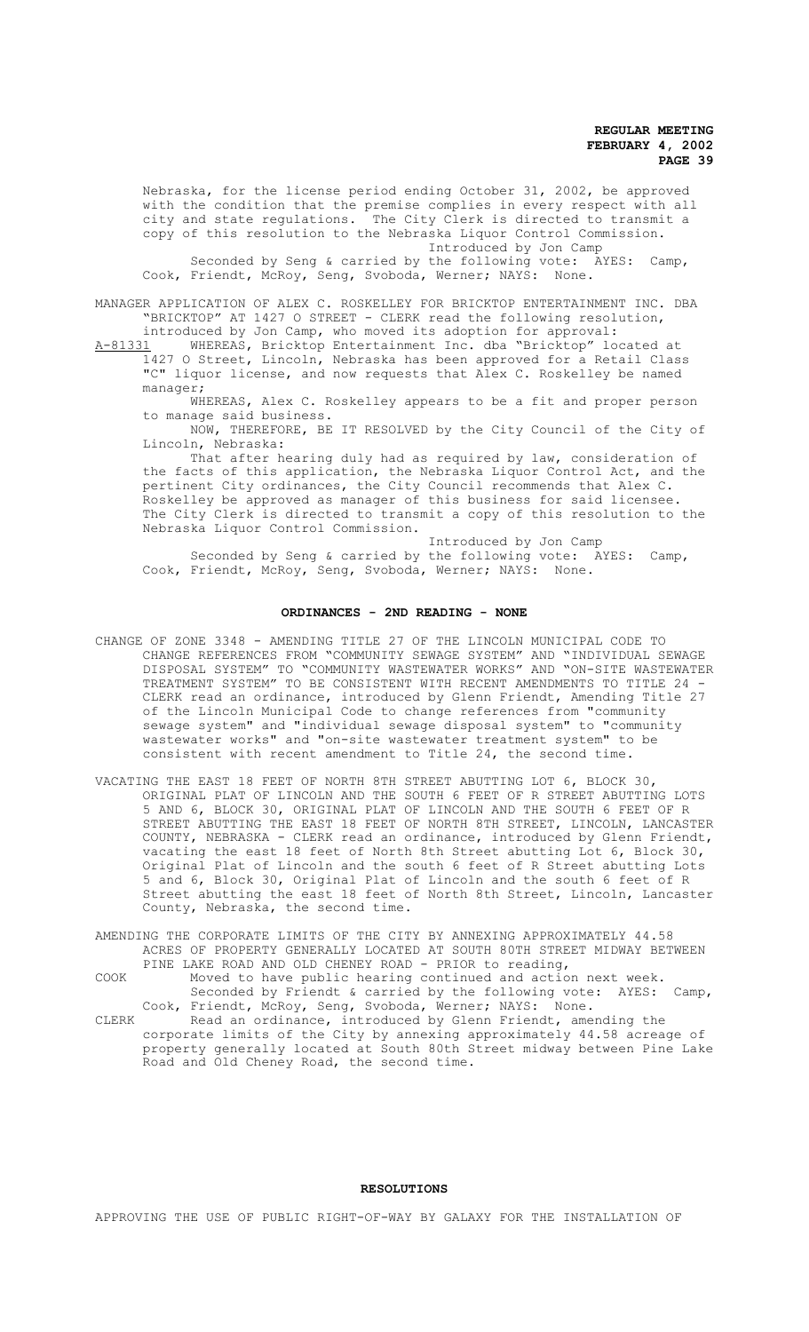Nebraska, for the license period ending October 31, 2002, be approved with the condition that the premise complies in every respect with all city and state regulations. The City Clerk is directed to transmit a copy of this resolution to the Nebraska Liquor Control Commission.

Introduced by Jon Camp

Seconded by Seng & carried by the following vote: AYES: Camp, Cook, Friendt, McRoy, Seng, Svoboda, Werner; NAYS: None.

MANAGER APPLICATION OF ALEX C. ROSKELLEY FOR BRICKTOP ENTERTAINMENT INC. DBA "BRICKTOP" AT 1427 O STREET - CLERK read the following resolution, introduced by Jon Camp, who moved its adoption for approval:

A-81331 WHEREAS, Bricktop Entertainment Inc. dba "Bricktop" located at 1427 O Street, Lincoln, Nebraska has been approved for a Retail Class "C" liquor license, and now requests that Alex C. Roskelley be named manager;

WHEREAS, Alex C. Roskelley appears to be a fit and proper person to manage said business.

NOW, THEREFORE, BE IT RESOLVED by the City Council of the City of Lincoln, Nebraska:

That after hearing duly had as required by law, consideration of the facts of this application, the Nebraska Liquor Control Act, and the pertinent City ordinances, the City Council recommends that Alex C. Roskelley be approved as manager of this business for said licensee. The City Clerk is directed to transmit a copy of this resolution to the Nebraska Liquor Control Commission.

Introduced by Jon Camp

Seconded by Seng & carried by the following vote: AYES: Camp, Cook, Friendt, McRoy, Seng, Svoboda, Werner; NAYS: None.

## ORDINANCES - 2ND READING - NONE

CHANGE OF ZONE 3348 - AMENDING TITLE 27 OF THE LINCOLN MUNICIPAL CODE TO CHANGE REFERENCES FROM "COMMUNITY SEWAGE SYSTEM" AND "INDIVIDUAL SEWAGE DISPOSAL SYSTEM" TO "COMMUNITY WASTEWATER WORKS" AND "ON-SITE WASTEWATER TREATMENT SYSTEM" TO BE CONSISTENT WITH RECENT AMENDMENTS TO TITLE 24 - CLERK read an ordinance, introduced by Glenn Friendt, Amending Title 27 of the Lincoln Municipal Code to change references from "community sewage system" and "individual sewage disposal system" to "community wastewater works" and "on-site wastewater treatment system" to be consistent with recent amendment to Title 24, the second time.

VACATING THE EAST 18 FEET OF NORTH 8TH STREET ABUTTING LOT 6, BLOCK 30, ORIGINAL PLAT OF LINCOLN AND THE SOUTH 6 FEET OF R STREET ABUTTING LOTS 5 AND 6, BLOCK 30, ORIGINAL PLAT OF LINCOLN AND THE SOUTH 6 FEET OF R STREET ABUTTING THE EAST 18 FEET OF NORTH 8TH STREET, LINCOLN, LANCASTER COUNTY, NEBRASKA - CLERK read an ordinance, introduced by Glenn Friendt, vacating the east 18 feet of North 8th Street abutting Lot 6, Block 30, Original Plat of Lincoln and the south 6 feet of R Street abutting Lots 5 and 6, Block 30, Original Plat of Lincoln and the south 6 feet of R Street abutting the east 18 feet of North 8th Street, Lincoln, Lancaster County, Nebraska, the second time.

AMENDING THE CORPORATE LIMITS OF THE CITY BY ANNEXING APPROXIMATELY 44.58 ACRES OF PROPERTY GENERALLY LOCATED AT SOUTH 80TH STREET MIDWAY BETWEEN PINE LAKE ROAD AND OLD CHENEY ROAD - PRIOR to reading,

COOK Moved to have public hearing continued and action next week.

Seconded by Friendt & carried by the following vote: AYES: Camp, Cook, Friendt, McRoy, Seng, Svoboda, Werner; NAYS: None.

CLERK Read an ordinance, introduced by Glenn Friendt, amending the corporate limits of the City by annexing approximately 44.58 acreage of property generally located at South 80th Street midway between Pine Lake Road and Old Cheney Road, the second time.

## RESOLUTIONS

APPROVING THE USE OF PUBLIC RIGHT-OF-WAY BY GALAXY FOR THE INSTALLATION OF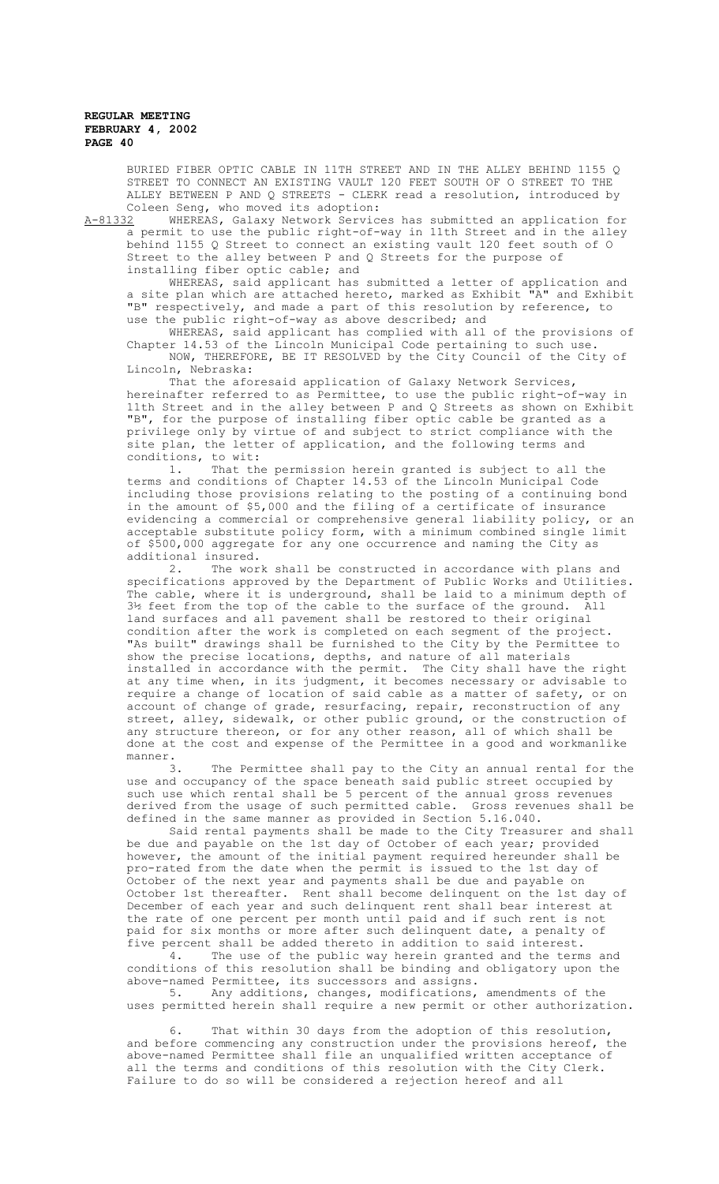BURIED FIBER OPTIC CABLE IN 11TH STREET AND IN THE ALLEY BEHIND 1155 Q STREET TO CONNECT AN EXISTING VAULT 120 FEET SOUTH OF O STREET TO THE ALLEY BETWEEN P AND Q STREETS - CLERK read a resolution, introduced by Coleen Seng, who moved its adoption:

A-81332 WHEREAS, Galaxy Network Services has submitted an application for a permit to use the public right-of-way in 11th Street and in the alley behind 1155 Q Street to connect an existing vault 120 feet south of O Street to the alley between P and Q Streets for the purpose of installing fiber optic cable; and

WHEREAS, said applicant has submitted a letter of application and a site plan which are attached hereto, marked as Exhibit "A" and Exhibit "B" respectively, and made a part of this resolution by reference, to use the public right-of-way as above described; and

WHEREAS, said applicant has complied with all of the provisions of Chapter 14.53 of the Lincoln Municipal Code pertaining to such use.

NOW, THEREFORE, BE IT RESOLVED by the City Council of the City of Lincoln, Nebraska:

That the aforesaid application of Galaxy Network Services, hereinafter referred to as Permittee, to use the public right-of-way in 11th Street and in the alley between P and Q Streets as shown on Exhibit "B", for the purpose of installing fiber optic cable be granted as a privilege only by virtue of and subject to strict compliance with the site plan, the letter of application, and the following terms and conditions, to wit:

1. That the permission herein granted is subject to all the terms and conditions of Chapter 14.53 of the Lincoln Municipal Code including those provisions relating to the posting of a continuing bond in the amount of $5,000 and the filing of a certificate of insurance evidencing a commercial or comprehensive general liability policy, or an acceptable substitute policy form, with a minimum combined single limit of $500,000 aggregate for any one occurrence and naming the City as additional insured.

2. The work shall be constructed in accordance with plans and specifications approved by the Department of Public Works and Utilities. The cable, where it is underground, shall be laid to a minimum depth of 3½ feet from the top of the cable to the surface of the ground. All land surfaces and all pavement shall be restored to their original condition after the work is completed on each segment of the project. "As built" drawings shall be furnished to the City by the Permittee to show the precise locations, depths, and nature of all materials installed in accordance with the permit. The City shall have the right at any time when, in its judgment, it becomes necessary or advisable to require a change of location of said cable as a matter of safety, or on account of change of grade, resurfacing, repair, reconstruction of any street, alley, sidewalk, or other public ground, or the construction of any structure thereon, or for any other reason, all of which shall be done at the cost and expense of the Permittee in a good and workmanlike manner.

3. The Permittee shall pay to the City an annual rental for the use and occupancy of the space beneath said public street occupied by such use which rental shall be 5 percent of the annual gross revenues derived from the usage of such permitted cable. Gross revenues shall be defined in the same manner as provided in Section 5.16.040.

Said rental payments shall be made to the City Treasurer and shall be due and payable on the 1st day of October of each year; provided however, the amount of the initial payment required hereunder shall be pro-rated from the date when the permit is issued to the 1st day of October of the next year and payments shall be due and payable on October 1st thereafter. Rent shall become delinquent on the 1st day of December of each year and such delinquent rent shall bear interest at the rate of one percent per month until paid and if such rent is not paid for six months or more after such delinquent date, a penalty of five percent shall be added thereto in addition to said interest.

4. The use of the public way herein granted and the terms and conditions of this resolution shall be binding and obligatory upon the above-named Permittee, its successors and assigns.

5. Any additions, changes, modifications, amendments of the uses permitted herein shall require a new permit or other authorization.

6. That within 30 days from the adoption of this resolution, and before commencing any construction under the provisions hereof, the above-named Permittee shall file an unqualified written acceptance of all the terms and conditions of this resolution with the City Clerk. Failure to do so will be considered a rejection hereof and all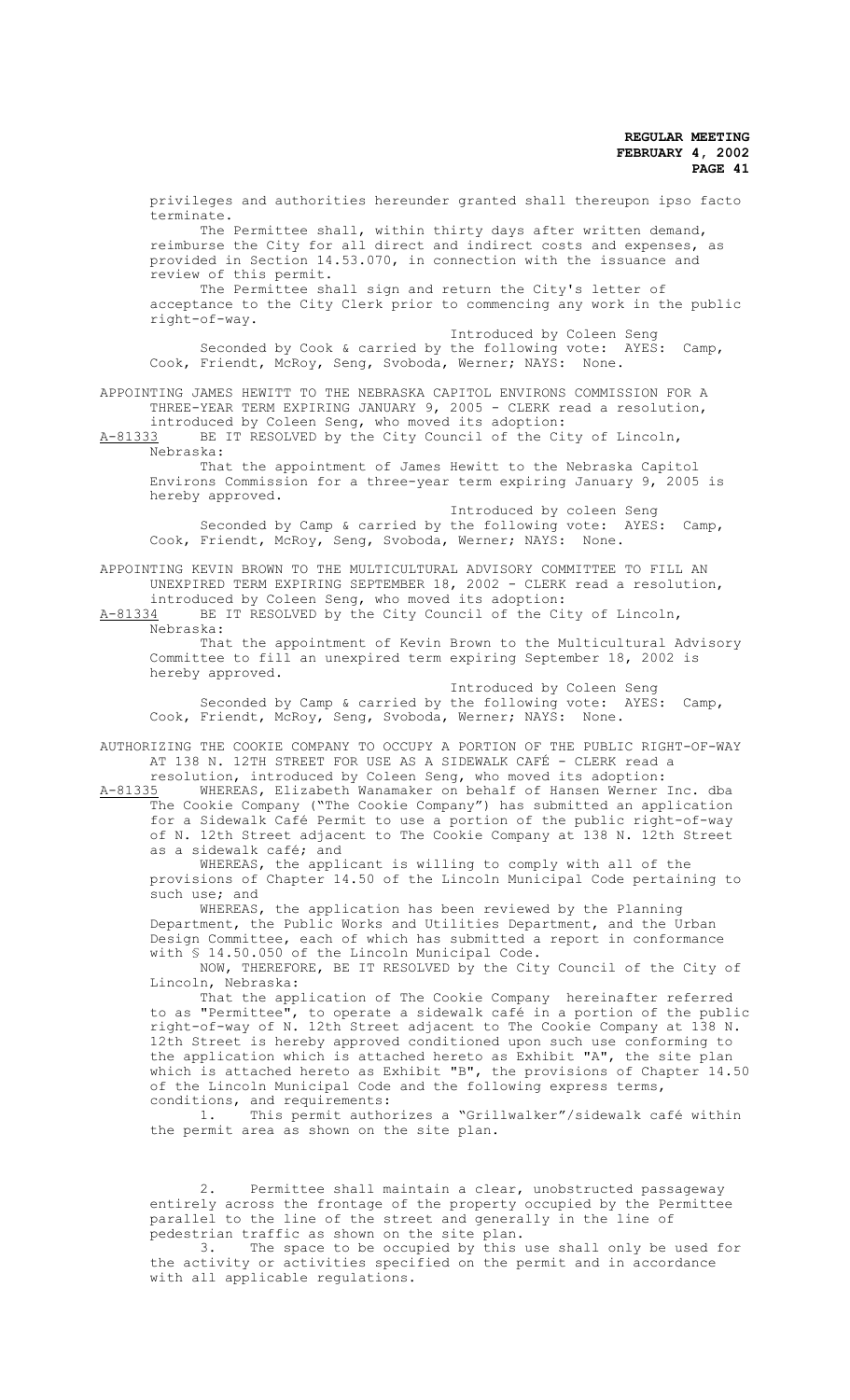privileges and authorities hereunder granted shall thereupon ipso facto terminate.

The Permittee shall, within thirty days after written demand, reimburse the City for all direct and indirect costs and expenses, as provided in Section 14.53.070, in connection with the issuance and review of this permit.

The Permittee shall sign and return the City's letter of acceptance to the City Clerk prior to commencing any work in the public right-of-way.

Introduced by Coleen Seng

Seconded by Cook & carried by the following vote: AYES: Camp, Cook, Friendt, McRoy, Seng, Svoboda, Werner; NAYS: None.

APPOINTING JAMES HEWITT TO THE NEBRASKA CAPITOL ENVIRONS COMMISSION FOR A THREE-YEAR TERM EXPIRING JANUARY 9, 2005 - CLERK read a resolution, introduced by Coleen Seng, who moved its adoption:

A-81333 BE IT RESOLVED by the City Council of the City of Lincoln, Nebraska:

That the appointment of James Hewitt to the Nebraska Capitol Environs Commission for a three-year term expiring January 9, 2005 is hereby approved.

Introduced by coleen Seng

Seconded by Camp & carried by the following vote: AYES: Camp, Cook, Friendt, McRoy, Seng, Svoboda, Werner; NAYS: None.

APPOINTING KEVIN BROWN TO THE MULTICULTURAL ADVISORY COMMITTEE TO FILL AN UNEXPIRED TERM EXPIRING SEPTEMBER 18, 2002 - CLERK read a resolution, introduced by Coleen Seng, who moved its adoption:

A-81334 BE IT RESOLVED by the City Council of the City of Lincoln, Nebraska:

That the appointment of Kevin Brown to the Multicultural Advisory Committee to fill an unexpired term expiring September 18, 2002 is hereby approved.

Introduced by Coleen Seng

Seconded by Camp & carried by the following vote: AYES: Camp, Cook, Friendt, McRoy, Seng, Svoboda, Werner; NAYS: None.

AUTHORIZING THE COOKIE COMPANY TO OCCUPY A PORTION OF THE PUBLIC RIGHT-OF-WAY AT 138 N. 12TH STREET FOR USE AS A SIDEWALK CAFÉ - CLERK read a resolution, introduced by Coleen Seng, who moved its adoption:

A-81335 WHEREAS, Elizabeth Wanamaker on behalf of Hansen Werner Inc. dba The Cookie Company ("The Cookie Company") has submitted an application for a Sidewalk Café Permit to use a portion of the public right-of-way of N. 12th Street adjacent to The Cookie Company at 138 N. 12th Street as a sidewalk café; and

WHEREAS, the applicant is willing to comply with all of the provisions of Chapter 14.50 of the Lincoln Municipal Code pertaining to such use; and

WHEREAS, the application has been reviewed by the Planning Department, the Public Works and Utilities Department, and the Urban Design Committee, each of which has submitted a report in conformance with § 14.50.050 of the Lincoln Municipal Code.

NOW, THEREFORE, BE IT RESOLVED by the City Council of the City of Lincoln, Nebraska:

That the application of The Cookie Company hereinafter referred to as "Permittee", to operate a sidewalk café in a portion of the public right-of-way of N. 12th Street adjacent to The Cookie Company at 138 N. 12th Street is hereby approved conditioned upon such use conforming to the application which is attached hereto as Exhibit "A", the site plan which is attached hereto as Exhibit "B", the provisions of Chapter 14.50 of the Lincoln Municipal Code and the following express terms, conditions, and requirements:

1. This permit authorizes a "Grillwalker"/sidewalk café within the permit area as shown on the site plan.

2. Permittee shall maintain a clear, unobstructed passageway entirely across the frontage of the property occupied by the Permittee parallel to the line of the street and generally in the line of pedestrian traffic as shown on the site plan.

3. The space to be occupied by this use shall only be used for the activity or activities specified on the permit and in accordance with all applicable regulations.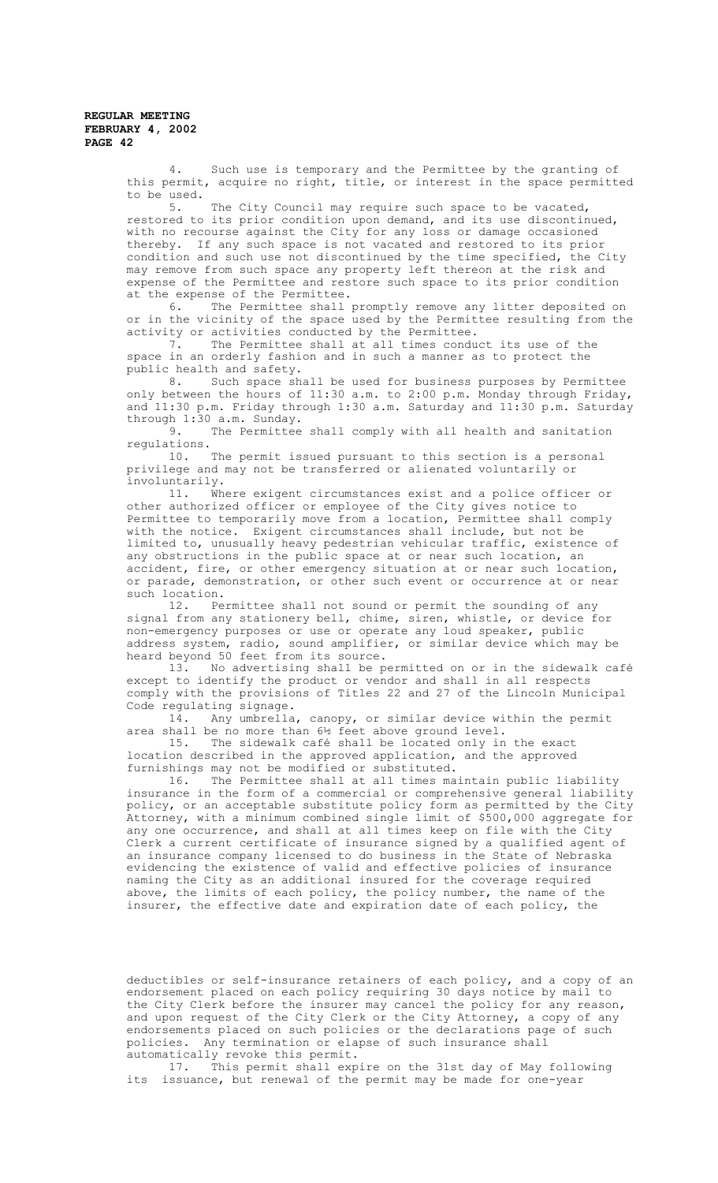4. Such use is temporary and the Permittee by the granting of this permit, acquire no right, title, or interest in the space permitted to be used.

5. The City Council may require such space to be vacated, restored to its prior condition upon demand, and its use discontinued, with no recourse against the City for any loss or damage occasioned thereby. If any such space is not vacated and restored to its prior condition and such use not discontinued by the time specified, the City may remove from such space any property left thereon at the risk and expense of the Permittee and restore such space to its prior condition at the expense of the Permittee.

6. The Permittee shall promptly remove any litter deposited on or in the vicinity of the space used by the Permittee resulting from the activity or activities conducted by the Permittee.

7. The Permittee shall at all times conduct its use of the space in an orderly fashion and in such a manner as to protect the public health and safety.

8. Such space shall be used for business purposes by Permittee only between the hours of 11:30 a.m. to 2:00 p.m. Monday through Friday, and 11:30 p.m. Friday through 1:30 a.m. Saturday and 11:30 p.m. Saturday through 1:30 a.m. Sunday.

9. The Permittee shall comply with all health and sanitation regulations.

10. The permit issued pursuant to this section is a personal privilege and may not be transferred or alienated voluntarily or involuntarily.

11. Where exigent circumstances exist and a police officer or other authorized officer or employee of the City gives notice to Permittee to temporarily move from a location, Permittee shall comply with the notice. Exigent circumstances shall include, but not be limited to, unusually heavy pedestrian vehicular traffic, existence of any obstructions in the public space at or near such location, an accident, fire, or other emergency situation at or near such location, or parade, demonstration, or other such event or occurrence at or near such location.

12. Permittee shall not sound or permit the sounding of any signal from any stationery bell, chime, siren, whistle, or device for non-emergency purposes or use or operate any loud speaker, public address system, radio, sound amplifier, or similar device which may be heard beyond 50 feet from its source.

13. No advertising shall be permitted on or in the sidewalk café except to identify the product or vendor and shall in all respects comply with the provisions of Titles 22 and 27 of the Lincoln Municipal Code regulating signage.

14. Any umbrella, canopy, or similar device within the permit area shall be no more than 6½ feet above ground level.

15. The sidewalk café shall be located only in the exact location described in the approved application, and the approved furnishings may not be modified or substituted.

16. The Permittee shall at all times maintain public liability insurance in the form of a commercial or comprehensive general liability policy, or an acceptable substitute policy form as permitted by the City Attorney, with a minimum combined single limit of $500,000 aggregate for any one occurrence, and shall at all times keep on file with the City Clerk a current certificate of insurance signed by a qualified agent of an insurance company licensed to do business in the State of Nebraska evidencing the existence of valid and effective policies of insurance naming the City as an additional insured for the coverage required above, the limits of each policy, the policy number, the name of the insurer, the effective date and expiration date of each policy, the deductibles or self-insurance retainers of each policy, and a copy of an endorsement placed on each policy requiring 30 days notice by mail to the City Clerk before the insurer may cancel the policy for any reason, and upon request of the City Clerk or the City Attorney, a copy of any endorsements placed on such policies or the declarations page of such policies. Any termination or elapse of such insurance shall automatically revoke this permit.

17. This permit shall expire on the 31st day of May following its issuance, but renewal of the permit may be made for one-year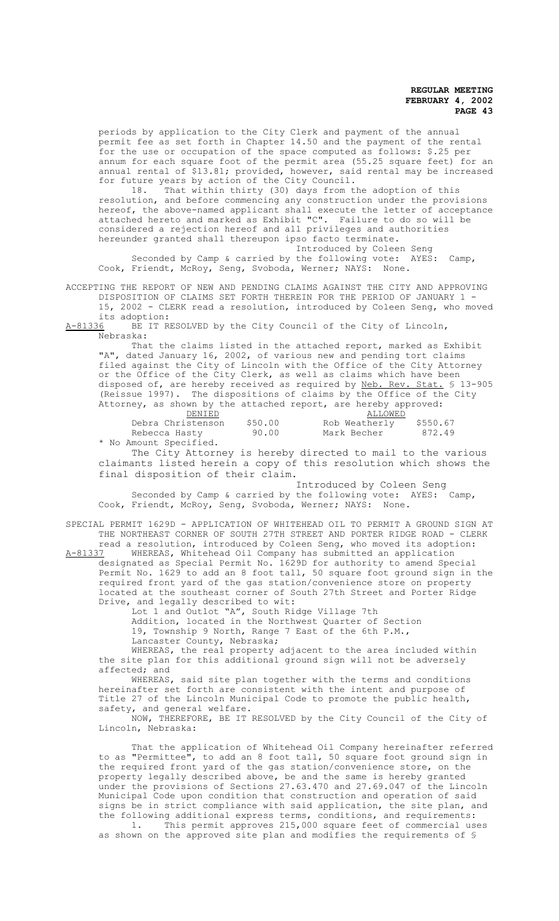periods by application to the City Clerk and payment of the annual permit fee as set forth in Chapter 14.50 and the payment of the rental for the use or occupation of the space computed as follows: $.25 per annum for each square foot of the permit area (55.25 square feet) for an annual rental of $13.81; provided, however, said rental may be increased for future years by action of the City Council.

18. That within thirty (30) days from the adoption of this resolution, and before commencing any construction under the provisions hereof, the above-named applicant shall execute the letter of acceptance attached hereto and marked as Exhibit "C". Failure to do so will be considered a rejection hereof and all privileges and authorities hereunder granted shall thereupon ipso facto terminate.

Introduced by Coleen Seng

Seconded by Camp & carried by the following vote: AYES: Camp, Cook, Friendt, McRoy, Seng, Svoboda, Werner; NAYS: None.

ACCEPTING THE REPORT OF NEW AND PENDING CLAIMS AGAINST THE CITY AND APPROVING DISPOSITION OF CLAIMS SET FORTH THEREIN FOR THE PERIOD OF JANUARY 1 - 15, 2002 - CLERK read a resolution, introduced by Coleen Seng, who moved its adoption:

A-81336 BE IT RESOLVED by the City Council of the City of Lincoln, Nebraska:

That the claims listed in the attached report, marked as Exhibit "A", dated January 16, 2002, of various new and pending tort claims filed against the City of Lincoln with the Office of the City Attorney or the Office of the City Clerk, as well as claims which have been disposed of, are hereby received as required by Neb. Rev. Stat. § 13-905 (Reissue 1997). The dispositions of claims by the Office of the City Attorney, as shown by the attached report, are hereby approved:

| DENIED | | ALLOWED | |
|---|---|---|---|
| Debra Christenson | $50.00 | Rob Weatherly | $550.67 |
| Rebecca Hasty | 90.00 | Mark Becher | 872.49 |

* No Amount Specified.

The City Attorney is hereby directed to mail to the various claimants listed herein a copy of this resolution which shows the final disposition of their claim.

Introduced by Coleen Seng

Seconded by Camp & carried by the following vote: AYES: Camp, Cook, Friendt, McRoy, Seng, Svoboda, Werner; NAYS: None.

SPECIAL PERMIT 1629D - APPLICATION OF WHITEHEAD OIL TO PERMIT A GROUND SIGN AT THE NORTHEAST CORNER OF SOUTH 27TH STREET AND PORTER RIDGE ROAD - CLERK read a resolution, introduced by Coleen Seng, who moved its adoption:

A-81337 WHEREAS, Whitehead Oil Company has submitted an application designated as Special Permit No. 1629D for authority to amend Special Permit No. 1629 to add an 8 foot tall, 50 square foot ground sign in the required front yard of the gas station/convenience store on property located at the southeast corner of South 27th Street and Porter Ridge Drive, and legally described to wit:

Lot 1 and Outlot "A", South Ridge Village 7th Addition, located in the Northwest Quarter of Section 19, Township 9 North, Range 7 East of the 6th P.M., Lancaster County, Nebraska;

WHEREAS, the real property adjacent to the area included within the site plan for this additional ground sign will not be adversely affected; and

WHEREAS, said site plan together with the terms and conditions hereinafter set forth are consistent with the intent and purpose of Title 27 of the Lincoln Municipal Code to promote the public health, safety, and general welfare.

NOW, THEREFORE, BE IT RESOLVED by the City Council of the City of Lincoln, Nebraska:

That the application of Whitehead Oil Company hereinafter referred to as "Permittee", to add an 8 foot tall, 50 square foot ground sign in the required front yard of the gas station/convenience store, on the property legally described above, be and the same is hereby granted under the provisions of Sections 27.63.470 and 27.69.047 of the Lincoln Municipal Code upon condition that construction and operation of said signs be in strict compliance with said application, the site plan, and the following additional express terms, conditions, and requirements:

1. This permit approves 215,000 square feet of commercial uses as shown on the approved site plan and modifies the requirements of §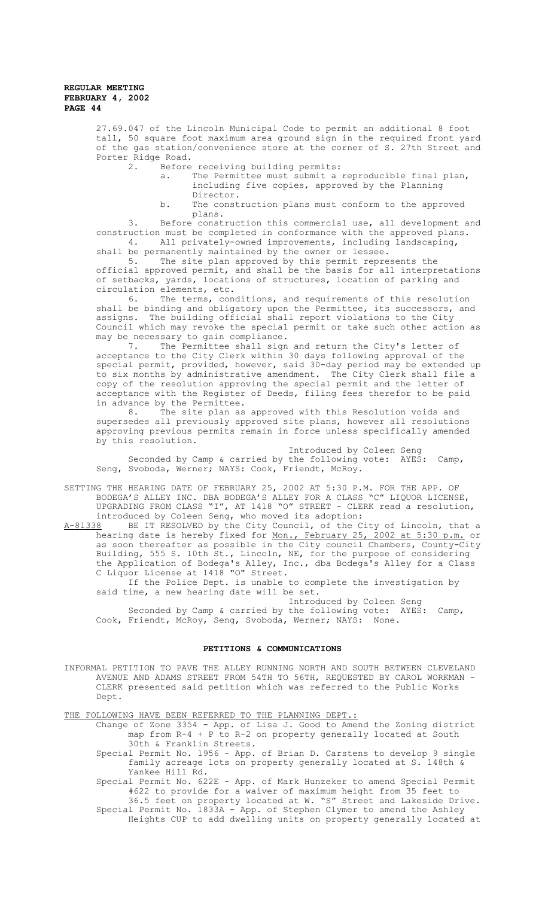27.69.047 of the Lincoln Municipal Code to permit an additional 8 foot tall, 50 square foot maximum area ground sign in the required front yard of the gas station/convenience store at the corner of S. 27th Street and Porter Ridge Road.

2. Before receiving building permits:
   a. The Permittee must submit a reproducible final plan, including five copies, approved by the Planning Director.
   b. The construction plans must conform to the approved plans.

3. Before construction this commercial use, all development and construction must be completed in conformance with the approved plans.

4. All privately-owned improvements, including landscaping, shall be permanently maintained by the owner or lessee.

5. The site plan approved by this permit represents the official approved permit, and shall be the basis for all interpretations of setbacks, yards, locations of structures, location of parking and circulation elements, etc.

6. The terms, conditions, and requirements of this resolution shall be binding and obligatory upon the Permittee, its successors, and assigns. The building official shall report violations to the City Council which may revoke the special permit or take such other action as may be necessary to gain compliance.

7. The Permittee shall sign and return the City's letter of acceptance to the City Clerk within 30 days following approval of the special permit, provided, however, said 30-day period may be extended up to six months by administrative amendment. The City Clerk shall file a copy of the resolution approving the special permit and the letter of acceptance with the Register of Deeds, filing fees therefor to be paid in advance by the Permittee.

8. The site plan as approved with this Resolution voids and supersedes all previously approved site plans, however all resolutions approving previous permits remain in force unless specifically amended by this resolution.

Introduced by Coleen Seng

Seconded by Camp & carried by the following vote: AYES: Camp, Seng, Svoboda, Werner; NAYS: Cook, Friendt, McRoy.

SETTING THE HEARING DATE OF FEBRUARY 25, 2002 AT 5:30 P.M. FOR THE APP. OF BODEGA'S ALLEY INC. DBA BODEGA'S ALLEY FOR A CLASS "C" LIQUOR LICENSE, UPGRADING FROM CLASS "I", AT 1418 "O" STREET - CLERK read a resolution, introduced by Coleen Seng, who moved its adoption:

A-81338 BE IT RESOLVED by the City Council, of the City of Lincoln, that a hearing date is hereby fixed for Mon., February 25, 2002 at 5:30 p.m. or as soon thereafter as possible in the City council Chambers, County-City Building, 555 S. 10th St., Lincoln, NE, for the purpose of considering the Application of Bodega's Alley, Inc., dba Bodega's Alley for a Class C Liquor License at 1418 "O" Street.

If the Police Dept. is unable to complete the investigation by said time, a new hearing date will be set.

Introduced by Coleen Seng

Seconded by Camp & carried by the following vote: AYES: Camp, Cook, Friendt, McRoy, Seng, Svoboda, Werner; NAYS: None.

## PETITIONS & COMMUNICATIONS

INFORMAL PETITION TO PAVE THE ALLEY RUNNING NORTH AND SOUTH BETWEEN CLEVELAND AVENUE AND ADAMS STREET FROM 54TH TO 56TH, REQUESTED BY CAROL WORKMAN - CLERK presented said petition which was referred to the Public Works Dept.

THE FOLLOWING HAVE BEEN REFERRED TO THE PLANNING DEPT.:

Change of Zone 3354 - App. of Lisa J. Good to Amend the Zoning district map from R-4 + P to R-2 on property generally located at South 30th & Franklin Streets.

Special Permit No. 1956 - App. of Brian D. Carstens to develop 9 single family acreage lots on property generally located at S. 148th & Yankee Hill Rd.

Special Permit No. 622E - App. of Mark Hunzeker to amend Special Permit #622 to provide for a waiver of maximum height from 35 feet to 36.5 feet on property located at W. "S" Street and Lakeside Drive.

Special Permit No. 1833A - App. of Stephen Clymer to amend the Ashley Heights CUP to add dwelling units on property generally located at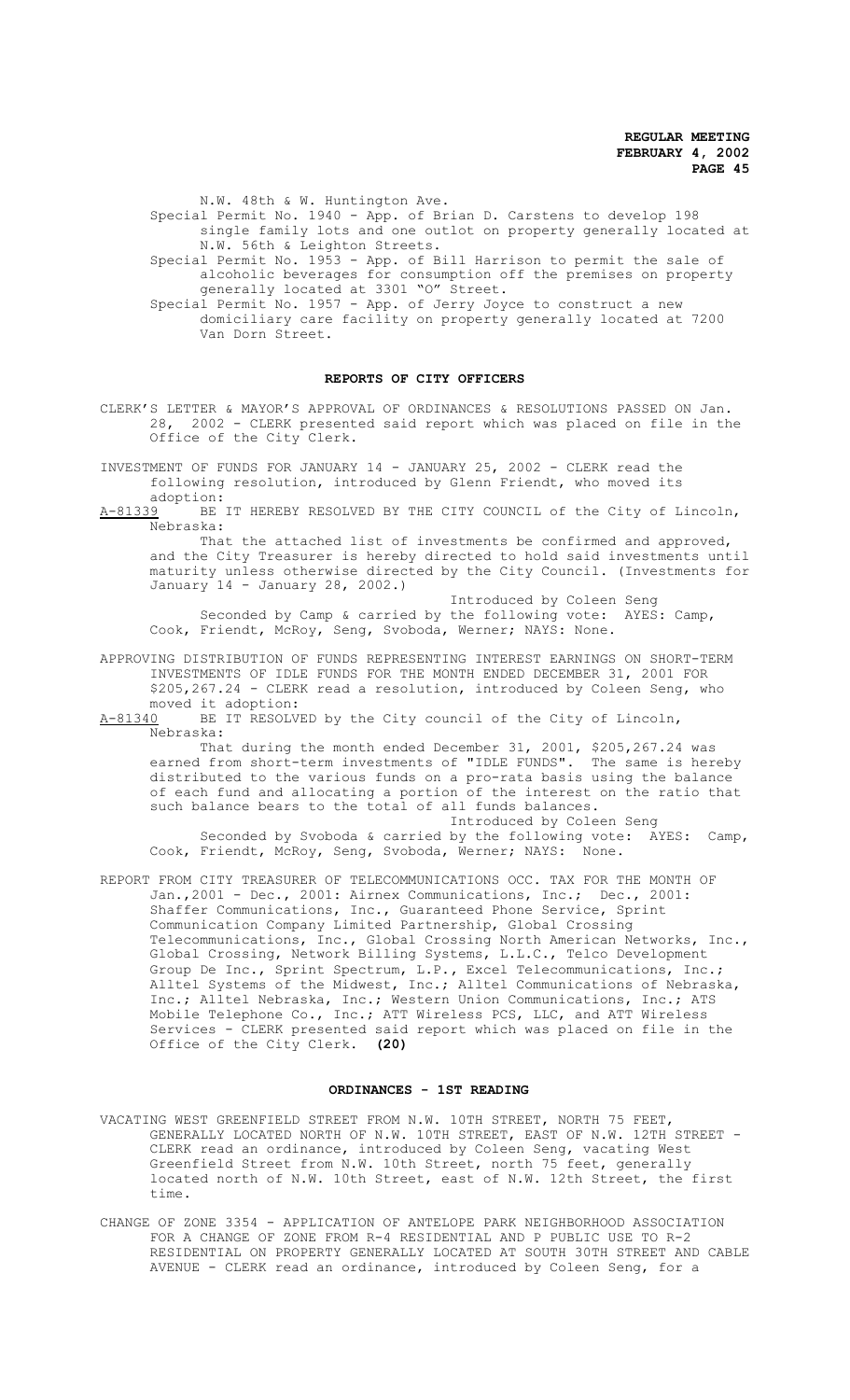N.W. 48th & W. Huntington Ave.

Special Permit No. 1940 - App. of Brian D. Carstens to develop 198 single family lots and one outlot on property generally located at N.W. 56th & Leighton Streets.

Special Permit No. 1953 - App. of Bill Harrison to permit the sale of alcoholic beverages for consumption off the premises on property generally located at 3301 "O" Street.

Special Permit No. 1957 - App. of Jerry Joyce to construct a new domiciliary care facility on property generally located at 7200 Van Dorn Street.

## REPORTS OF CITY OFFICERS

CLERK'S LETTER & MAYOR'S APPROVAL OF ORDINANCES & RESOLUTIONS PASSED ON Jan. 28, 2002 - CLERK presented said report which was placed on file in the Office of the City Clerk.

INVESTMENT OF FUNDS FOR JANUARY 14 - JANUARY 25, 2002 - CLERK read the following resolution, introduced by Glenn Friendt, who moved its adoption:

A-81339 BE IT HEREBY RESOLVED BY THE CITY COUNCIL of the City of Lincoln, Nebraska:

That the attached list of investments be confirmed and approved, and the City Treasurer is hereby directed to hold said investments until maturity unless otherwise directed by the City Council. (Investments for January 14 - January 28, 2002.)

Introduced by Coleen Seng

Seconded by Camp & carried by the following vote: AYES: Camp, Cook, Friendt, McRoy, Seng, Svoboda, Werner; NAYS: None.

APPROVING DISTRIBUTION OF FUNDS REPRESENTING INTEREST EARNINGS ON SHORT-TERM INVESTMENTS OF IDLE FUNDS FOR THE MONTH ENDED DECEMBER 31, 2001 FOR $205,267.24 - CLERK read a resolution, introduced by Coleen Seng, who moved it adoption:

A-81340 BE IT RESOLVED by the City council of the City of Lincoln, Nebraska:

That during the month ended December 31, 2001, $205,267.24 was earned from short-term investments of "IDLE FUNDS". The same is hereby distributed to the various funds on a pro-rata basis using the balance of each fund and allocating a portion of the interest on the ratio that such balance bears to the total of all funds balances.

Introduced by Coleen Seng

Seconded by Svoboda & carried by the following vote: AYES: Camp, Cook, Friendt, McRoy, Seng, Svoboda, Werner; NAYS: None.

REPORT FROM CITY TREASURER OF TELECOMMUNICATIONS OCC. TAX FOR THE MONTH OF Jan.,2001 - Dec., 2001: Airnex Communications, Inc.; Dec., 2001: Shaffer Communications, Inc., Guaranteed Phone Service, Sprint Communication Company Limited Partnership, Global Crossing Telecommunications, Inc., Global Crossing North American Networks, Inc., Global Crossing, Network Billing Systems, L.L.C., Telco Development Group De Inc., Sprint Spectrum, L.P., Excel Telecommunications, Inc.; Alltel Systems of the Midwest, Inc.; Alltel Communications of Nebraska, Inc.; Alltel Nebraska, Inc.; Western Union Communications, Inc.; ATS Mobile Telephone Co., Inc.; ATT Wireless PCS, LLC, and ATT Wireless Services - CLERK presented said report which was placed on file in the Office of the City Clerk. **(20)**

## ORDINANCES - 1ST READING

VACATING WEST GREENFIELD STREET FROM N.W. 10TH STREET, NORTH 75 FEET, GENERALLY LOCATED NORTH OF N.W. 10TH STREET, EAST OF N.W. 12TH STREET - CLERK read an ordinance, introduced by Coleen Seng, vacating West Greenfield Street from N.W. 10th Street, north 75 feet, generally located north of N.W. 10th Street, east of N.W. 12th Street, the first time.

CHANGE OF ZONE 3354 - APPLICATION OF ANTELOPE PARK NEIGHBORHOOD ASSOCIATION FOR A CHANGE OF ZONE FROM R-4 RESIDENTIAL AND P PUBLIC USE TO R-2 RESIDENTIAL ON PROPERTY GENERALLY LOCATED AT SOUTH 30TH STREET AND CABLE AVENUE - CLERK read an ordinance, introduced by Coleen Seng, for a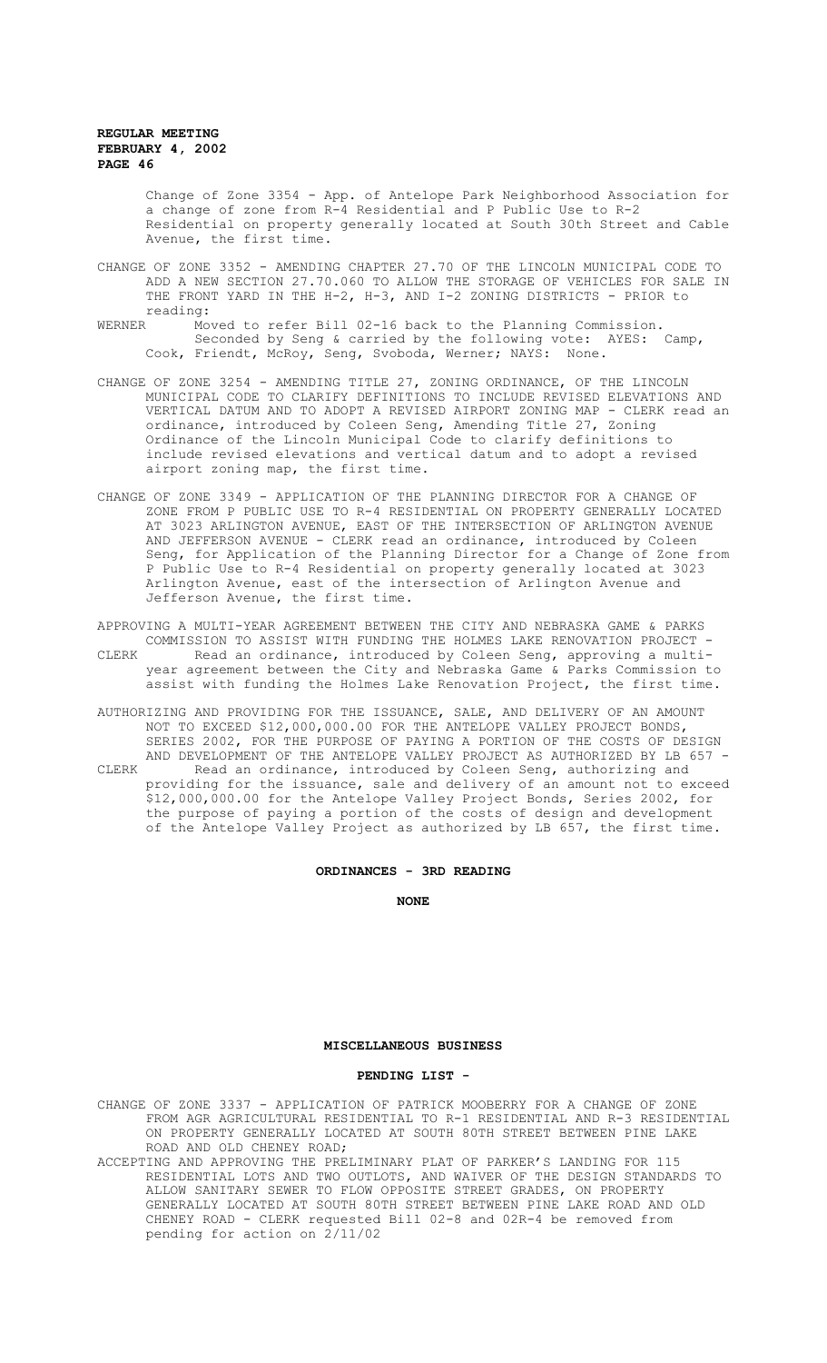Change of Zone 3354 - App. of Antelope Park Neighborhood Association for a change of zone from R-4 Residential and P Public Use to R-2 Residential on property generally located at South 30th Street and Cable Avenue, the first time.

CHANGE OF ZONE 3352 - AMENDING CHAPTER 27.70 OF THE LINCOLN MUNICIPAL CODE TO ADD A NEW SECTION 27.70.060 TO ALLOW THE STORAGE OF VEHICLES FOR SALE IN THE FRONT YARD IN THE H-2, H-3, AND I-2 ZONING DISTRICTS - PRIOR to reading:

WERNER Moved to refer Bill 02-16 back to the Planning Commission.
Seconded by Seng & carried by the following vote: AYES: Camp, Cook, Friendt, McRoy, Seng, Svoboda, Werner; NAYS: None.

CHANGE OF ZONE 3254 - AMENDING TITLE 27, ZONING ORDINANCE, OF THE LINCOLN MUNICIPAL CODE TO CLARIFY DEFINITIONS TO INCLUDE REVISED ELEVATIONS AND VERTICAL DATUM AND TO ADOPT A REVISED AIRPORT ZONING MAP - CLERK read an ordinance, introduced by Coleen Seng, Amending Title 27, Zoning Ordinance of the Lincoln Municipal Code to clarify definitions to include revised elevations and vertical datum and to adopt a revised airport zoning map, the first time.

CHANGE OF ZONE 3349 - APPLICATION OF THE PLANNING DIRECTOR FOR A CHANGE OF ZONE FROM P PUBLIC USE TO R-4 RESIDENTIAL ON PROPERTY GENERALLY LOCATED AT 3023 ARLINGTON AVENUE, EAST OF THE INTERSECTION OF ARLINGTON AVENUE AND JEFFERSON AVENUE - CLERK read an ordinance, introduced by Coleen Seng, for Application of the Planning Director for a Change of Zone from P Public Use to R-4 Residential on property generally located at 3023 Arlington Avenue, east of the intersection of Arlington Avenue and Jefferson Avenue, the first time.

APPROVING A MULTI-YEAR AGREEMENT BETWEEN THE CITY AND NEBRASKA GAME & PARKS COMMISSION TO ASSIST WITH FUNDING THE HOLMES LAKE RENOVATION PROJECT -

CLERK Read an ordinance, introduced by Coleen Seng, approving a multi-year agreement between the City and Nebraska Game & Parks Commission to assist with funding the Holmes Lake Renovation Project, the first time.

AUTHORIZING AND PROVIDING FOR THE ISSUANCE, SALE, AND DELIVERY OF AN AMOUNT NOT TO EXCEED $12,000,000.00 FOR THE ANTELOPE VALLEY PROJECT BONDS, SERIES 2002, FOR THE PURPOSE OF PAYING A PORTION OF THE COSTS OF DESIGN AND DEVELOPMENT OF THE ANTELOPE VALLEY PROJECT AS AUTHORIZED BY LB 657 -

CLERK Read an ordinance, introduced by Coleen Seng, authorizing and providing for the issuance, sale and delivery of an amount not to exceed $12,000,000.00 for the Antelope Valley Project Bonds, Series 2002, for the purpose of paying a portion of the costs of design and development of the Antelope Valley Project as authorized by LB 657, the first time.

## ORDINANCES - 3RD READING

**NONE**

## MISCELLANEOUS BUSINESS

### PENDING LIST -

CHANGE OF ZONE 3337 - APPLICATION OF PATRICK MOOBERRY FOR A CHANGE OF ZONE FROM AGR AGRICULTURAL RESIDENTIAL TO R-1 RESIDENTIAL AND R-3 RESIDENTIAL ON PROPERTY GENERALLY LOCATED AT SOUTH 80TH STREET BETWEEN PINE LAKE ROAD AND OLD CHENEY ROAD;

ACCEPTING AND APPROVING THE PRELIMINARY PLAT OF PARKER'S LANDING FOR 115 RESIDENTIAL LOTS AND TWO OUTLOTS, AND WAIVER OF THE DESIGN STANDARDS TO ALLOW SANITARY SEWER TO FLOW OPPOSITE STREET GRADES, ON PROPERTY GENERALLY LOCATED AT SOUTH 80TH STREET BETWEEN PINE LAKE ROAD AND OLD CHENEY ROAD - CLERK requested Bill 02-8 and 02R-4 be removed from pending for action on 2/11/02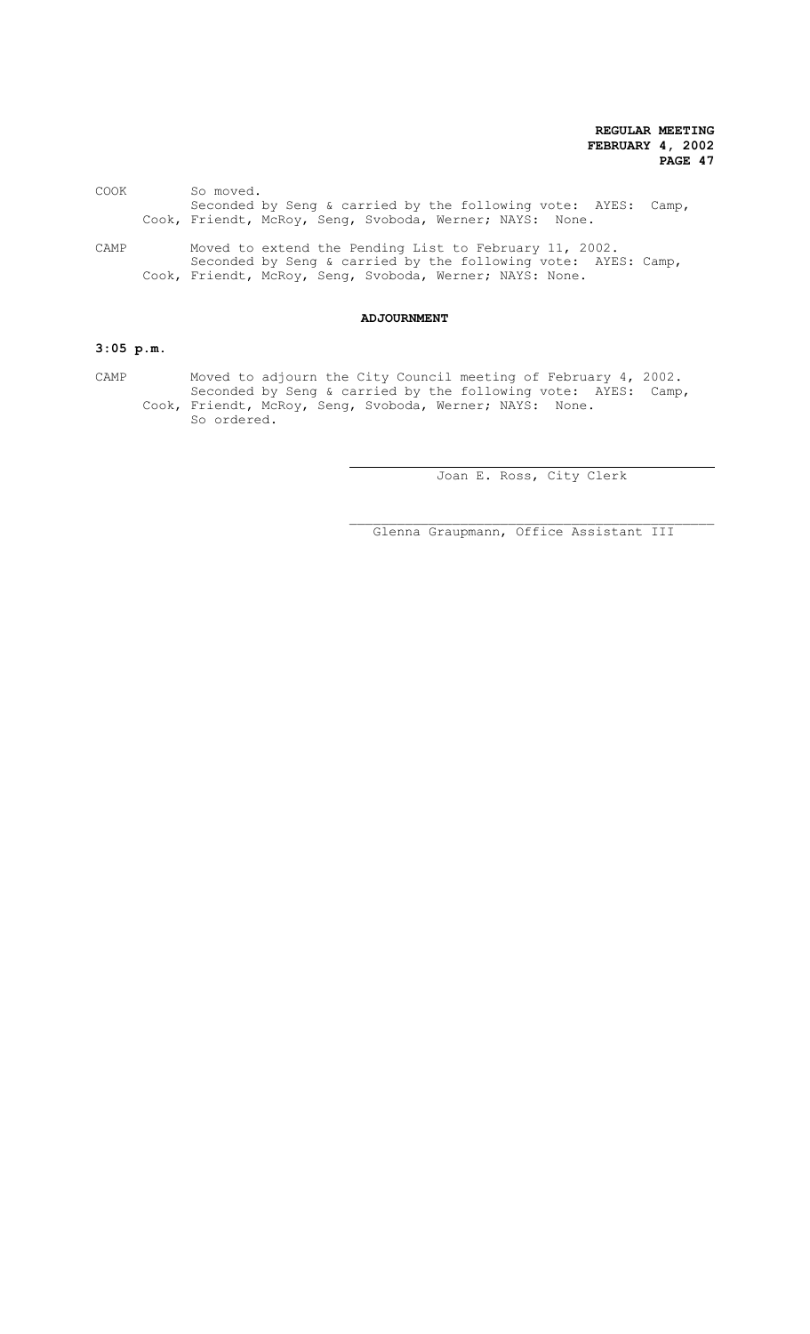COOK So moved.
Seconded by Seng & carried by the following vote: AYES: Camp, Cook, Friendt, McRoy, Seng, Svoboda, Werner; NAYS: None.

CAMP Moved to extend the Pending List to February 11, 2002.
Seconded by Seng & carried by the following vote: AYES: Camp, Cook, Friendt, McRoy, Seng, Svoboda, Werner; NAYS: None.

**ADJOURNMENT**

**3:05 p.m.**

CAMP Moved to adjourn the City Council meeting of February 4, 2002.
Seconded by Seng & carried by the following vote: AYES: Camp, Cook, Friendt, McRoy, Seng, Svoboda, Werner; NAYS: None.
So ordered.

Joan E. Ross, City Clerk

Glenna Graupmann, Office Assistant III